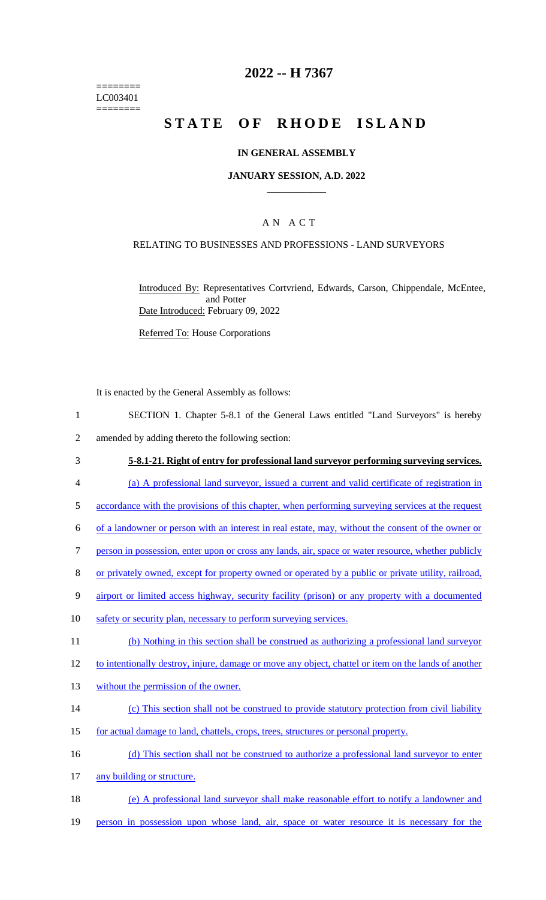========
LC003401
========

# 2022 -- H 7367

# STATE OF RHODE ISLAND

## IN GENERAL ASSEMBLY

### JANUARY SESSION, A.D. 2022

### A N A C T

#### RELATING TO BUSINESSES AND PROFESSIONS - LAND SURVEYORS

Introduced By: Representatives Cortvriend, Edwards, Carson, Chippendale, McEntee, and Potter
Date Introduced: February 09, 2022

Referred To: House Corporations

It is enacted by the General Assembly as follows:

SECTION 1. Chapter 5-8.1 of the General Laws entitled "Land Surveyors" is hereby amended by adding thereto the following section:

**5-8.1-21. Right of entry for professional land surveyor performing surveying services.**

(a) A professional land surveyor, issued a current and valid certificate of registration in accordance with the provisions of this chapter, when performing surveying services at the request of a landowner or person with an interest in real estate, may, without the consent of the owner or person in possession, enter upon or cross any lands, air, space or water resource, whether publicly or privately owned, except for property owned or operated by a public or private utility, railroad, airport or limited access highway, security facility (prison) or any property with a documented safety or security plan, necessary to perform surveying services.

(b) Nothing in this section shall be construed as authorizing a professional land surveyor to intentionally destroy, injure, damage or move any object, chattel or item on the lands of another without the permission of the owner.

(c) This section shall not be construed to provide statutory protection from civil liability for actual damage to land, chattels, crops, trees, structures or personal property.

(d) This section shall not be construed to authorize a professional land surveyor to enter any building or structure.

(e) A professional land surveyor shall make reasonable effort to notify a landowner and person in possession upon whose land, air, space or water resource it is necessary for the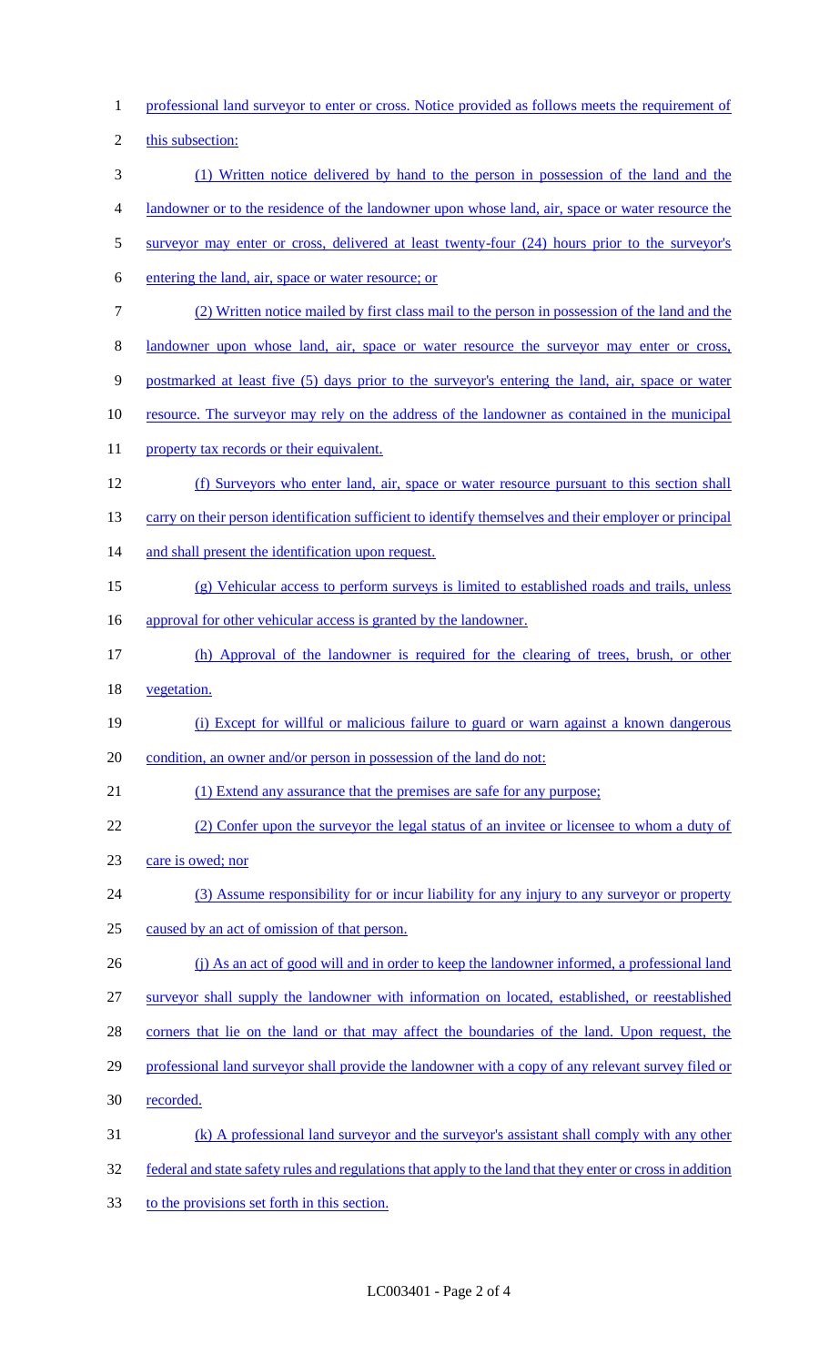professional land surveyor to enter or cross. Notice provided as follows meets the requirement of this subsection:

(1) Written notice delivered by hand to the person in possession of the land and the landowner or to the residence of the landowner upon whose land, air, space or water resource the surveyor may enter or cross, delivered at least twenty-four (24) hours prior to the surveyor's entering the land, air, space or water resource; or

(2) Written notice mailed by first class mail to the person in possession of the land and the landowner upon whose land, air, space or water resource the surveyor may enter or cross, postmarked at least five (5) days prior to the surveyor's entering the land, air, space or water resource. The surveyor may rely on the address of the landowner as contained in the municipal property tax records or their equivalent.

(f) Surveyors who enter land, air, space or water resource pursuant to this section shall carry on their person identification sufficient to identify themselves and their employer or principal and shall present the identification upon request.

(g) Vehicular access to perform surveys is limited to established roads and trails, unless approval for other vehicular access is granted by the landowner.

(h) Approval of the landowner is required for the clearing of trees, brush, or other vegetation.

(i) Except for willful or malicious failure to guard or warn against a known dangerous condition, an owner and/or person in possession of the land do not:

(1) Extend any assurance that the premises are safe for any purpose;

(2) Confer upon the surveyor the legal status of an invitee or licensee to whom a duty of care is owed; nor

(3) Assume responsibility for or incur liability for any injury to any surveyor or property caused by an act of omission of that person.

(j) As an act of good will and in order to keep the landowner informed, a professional land surveyor shall supply the landowner with information on located, established, or reestablished corners that lie on the land or that may affect the boundaries of the land. Upon request, the professional land surveyor shall provide the landowner with a copy of any relevant survey filed or recorded.

(k) A professional land surveyor and the surveyor's assistant shall comply with any other federal and state safety rules and regulations that apply to the land that they enter or cross in addition to the provisions set forth in this section.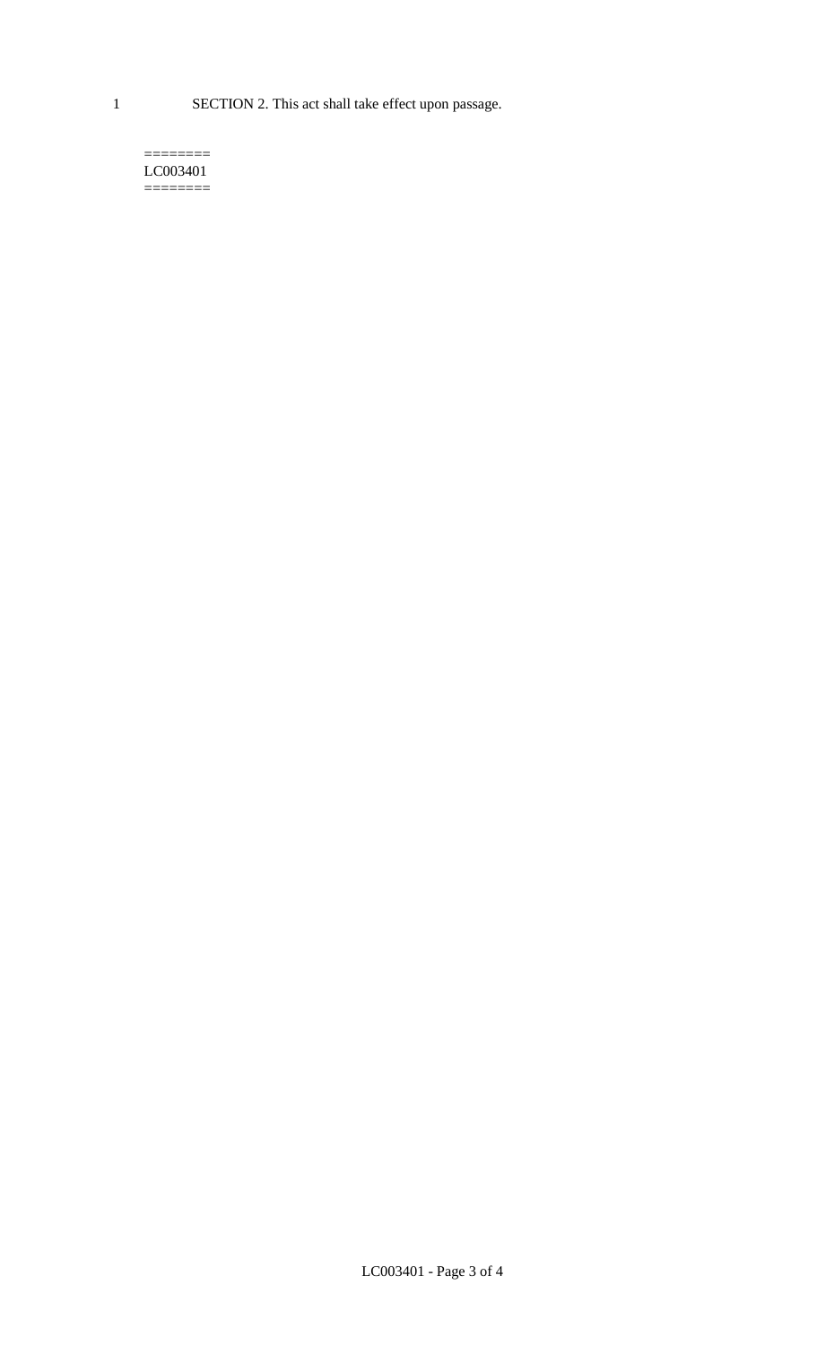SECTION 2. This act shall take effect upon passage.

========
LC003401
========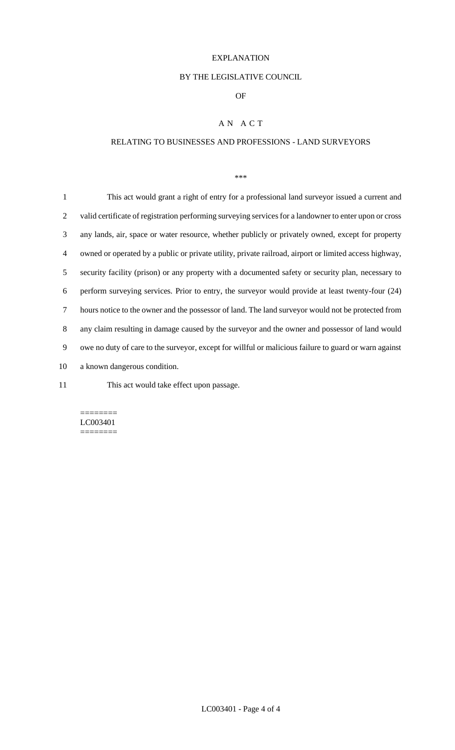EXPLANATION

BY THE LEGISLATIVE COUNCIL

OF

A N A C T

RELATING TO BUSINESSES AND PROFESSIONS - LAND SURVEYORS

\*\*\*

This act would grant a right of entry for a professional land surveyor issued a current and valid certificate of registration performing surveying services for a landowner to enter upon or cross any lands, air, space or water resource, whether publicly or privately owned, except for property owned or operated by a public or private utility, private railroad, airport or limited access highway, security facility (prison) or any property with a documented safety or security plan, necessary to perform surveying services. Prior to entry, the surveyor would provide at least twenty-four (24) hours notice to the owner and the possessor of land. The land surveyor would not be protected from any claim resulting in damage caused by the surveyor and the owner and possessor of land would owe no duty of care to the surveyor, except for willful or malicious failure to guard or warn against a known dangerous condition.

This act would take effect upon passage.

========
LC003401
========